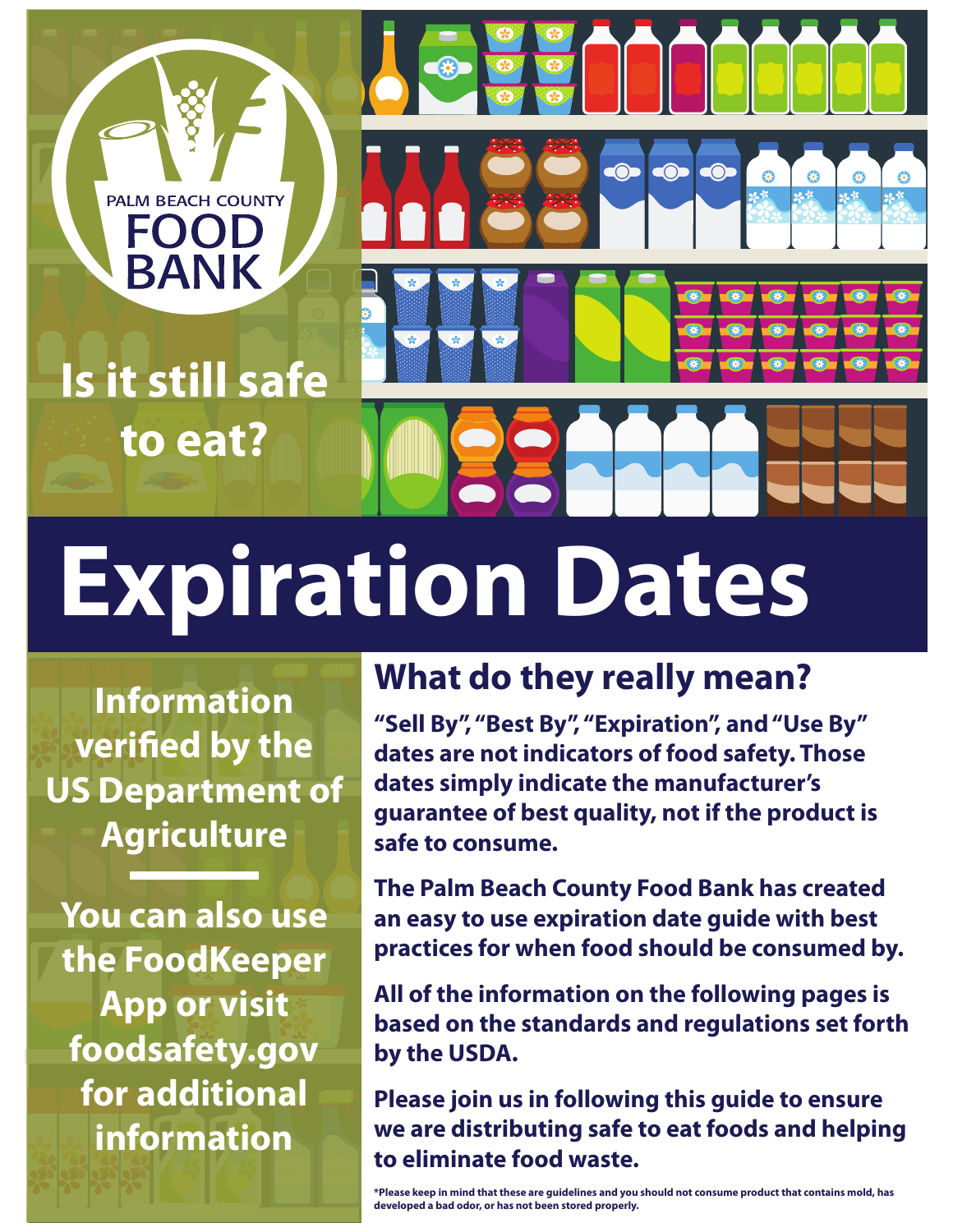PALM BEACH COUNTY FOOD BANK

## Is it still safe to eat?

# Expiration Dates

**Information verified by the US Department of Agriculture**

---

**You can also use the FoodKeeper App or visit foodsafety.gov for additional information**

## What do they really mean?

**"Sell By", "Best By", "Expiration", and "Use By" dates are not indicators of food safety. Those dates simply indicate the manufacturer's guarantee of best quality, not if the product is safe to consume.**

**The Palm Beach County Food Bank has created an easy to use expiration date guide with best practices for when food should be consumed by.**

**All of the information on the following pages is based on the standards and regulations set forth by the USDA.**

**Please join us in following this guide to ensure we are distributing safe to eat foods and helping to eliminate food waste.**

**\*Please keep in mind that these are guidelines and you should not consume product that contains mold, has developed a bad odor, or has not been stored properly.**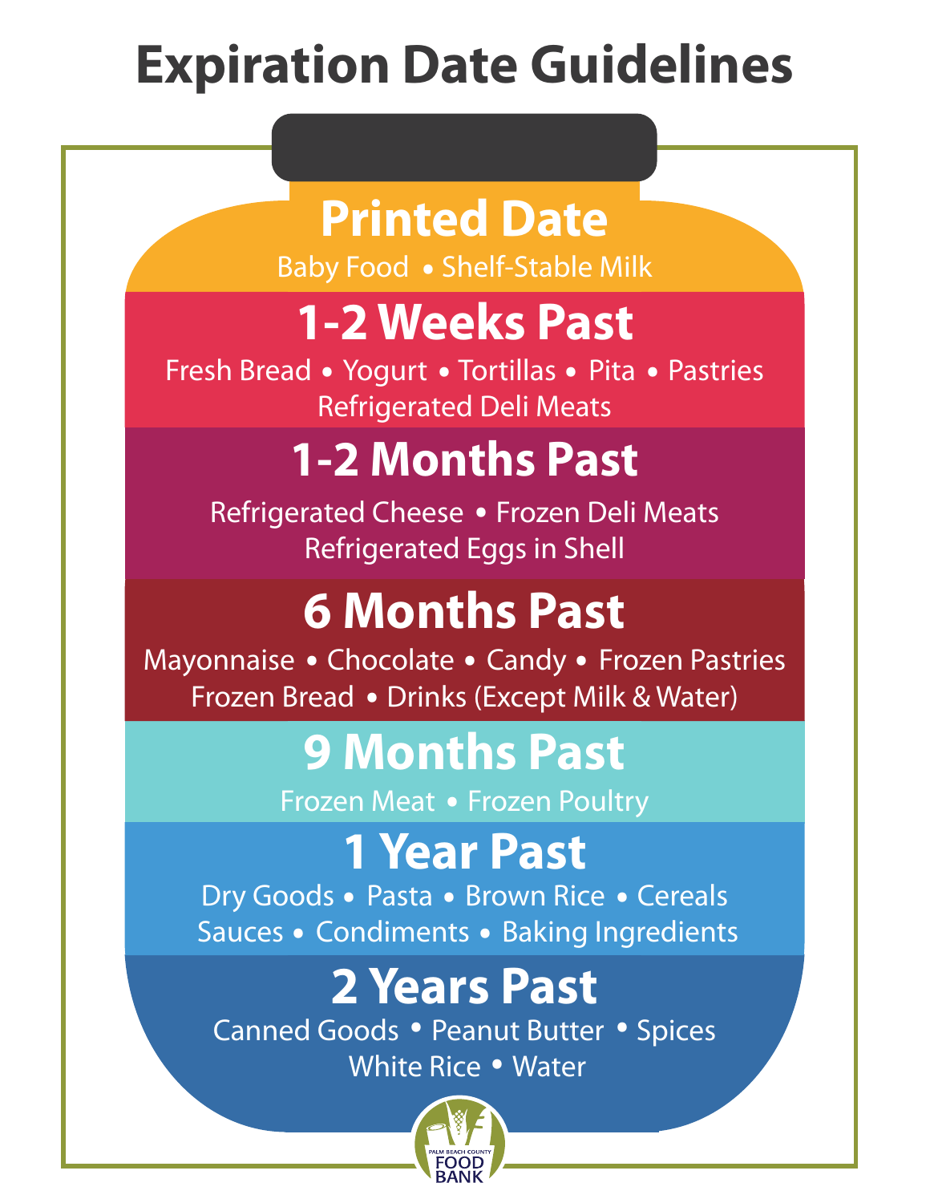# Expiration Date Guidelines

## Printed Date

Baby Food • Shelf-Stable Milk

## 1-2 Weeks Past

Fresh Bread • Yogurt • Tortillas • Pita • Pastries
Refrigerated Deli Meats

## 1-2 Months Past

Refrigerated Cheese • Frozen Deli Meats
Refrigerated Eggs in Shell

## 6 Months Past

Mayonnaise • Chocolate • Candy • Frozen Pastries
Frozen Bread • Drinks (Except Milk & Water)

## 9 Months Past

Frozen Meat • Frozen Poultry

## 1 Year Past

Dry Goods • Pasta • Brown Rice • Cereals
Sauces • Condiments • Baking Ingredients

## 2 Years Past

Canned Goods • Peanut Butter • Spices
White Rice • Water

PALM BEACH COUNTY FOOD BANK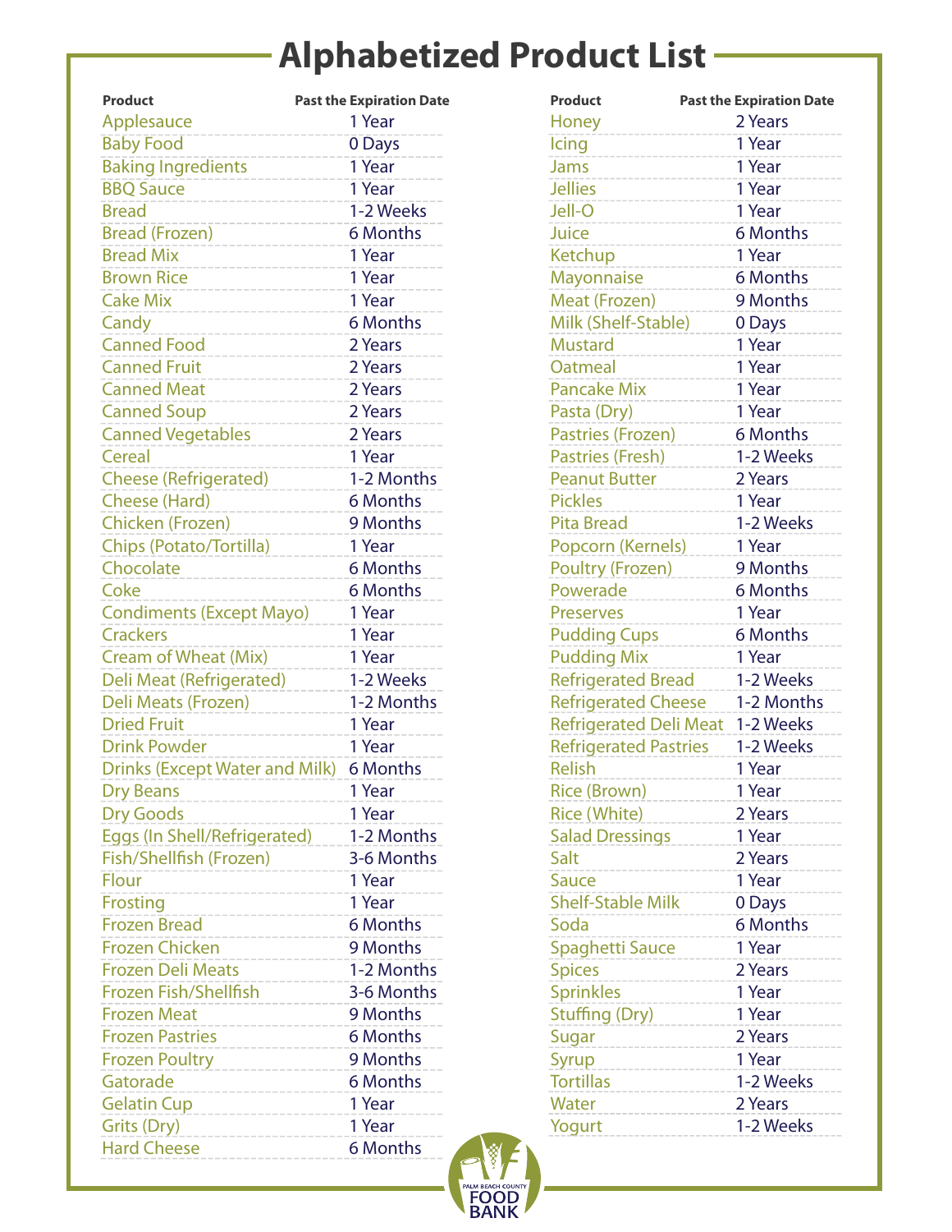# Alphabetized Product List

| Product | Past the Expiration Date |
|---|---|
| Applesauce | 1 Year |
| Baby Food | 0 Days |
| Baking Ingredients | 1 Year |
| BBQ Sauce | 1 Year |
| Bread | 1-2 Weeks |
| Bread (Frozen) | 6 Months |
| Bread Mix | 1 Year |
| Brown Rice | 1 Year |
| Cake Mix | 1 Year |
| Candy | 6 Months |
| Canned Food | 2 Years |
| Canned Fruit | 2 Years |
| Canned Meat | 2 Years |
| Canned Soup | 2 Years |
| Canned Vegetables | 2 Years |
| Cereal | 1 Year |
| Cheese (Refrigerated) | 1-2 Months |
| Cheese (Hard) | 6 Months |
| Chicken (Frozen) | 9 Months |
| Chips (Potato/Tortilla) | 1 Year |
| Chocolate | 6 Months |
| Coke | 6 Months |
| Condiments (Except Mayo) | 1 Year |
| Crackers | 1 Year |
| Cream of Wheat (Mix) | 1 Year |
| Deli Meat (Refrigerated) | 1-2 Weeks |
| Deli Meats (Frozen) | 1-2 Months |
| Dried Fruit | 1 Year |
| Drink Powder | 1 Year |
| Drinks (Except Water and Milk) | 6 Months |
| Dry Beans | 1 Year |
| Dry Goods | 1 Year |
| Eggs (In Shell/Refrigerated) | 1-2 Months |
| Fish/Shellfish (Frozen) | 3-6 Months |
| Flour | 1 Year |
| Frosting | 1 Year |
| Frozen Bread | 6 Months |
| Frozen Chicken | 9 Months |
| Frozen Deli Meats | 1-2 Months |
| Frozen Fish/Shellfish | 3-6 Months |
| Frozen Meat | 9 Months |
| Frozen Pastries | 6 Months |
| Frozen Poultry | 9 Months |
| Gatorade | 6 Months |
| Gelatin Cup | 1 Year |
| Grits (Dry) | 1 Year |
| Hard Cheese | 6 Months |
| Honey | 2 Years |
| Icing | 1 Year |
| Jams | 1 Year |
| Jellies | 1 Year |
| Jell-O | 1 Year |
| Juice | 6 Months |
| Ketchup | 1 Year |
| Mayonnaise | 6 Months |
| Meat (Frozen) | 9 Months |
| Milk (Shelf-Stable) | 0 Days |
| Mustard | 1 Year |
| Oatmeal | 1 Year |
| Pancake Mix | 1 Year |
| Pasta (Dry) | 1 Year |
| Pastries (Frozen) | 6 Months |
| Pastries (Fresh) | 1-2 Weeks |
| Peanut Butter | 2 Years |
| Pickles | 1 Year |
| Pita Bread | 1-2 Weeks |
| Popcorn (Kernels) | 1 Year |
| Poultry (Frozen) | 9 Months |
| Powerade | 6 Months |
| Preserves | 1 Year |
| Pudding Cups | 6 Months |
| Pudding Mix | 1 Year |
| Refrigerated Bread | 1-2 Weeks |
| Refrigerated Cheese | 1-2 Months |
| Refrigerated Deli Meat | 1-2 Weeks |
| Refrigerated Pastries | 1-2 Weeks |
| Relish | 1 Year |
| Rice (Brown) | 1 Year |
| Rice (White) | 2 Years |
| Salad Dressings | 1 Year |
| Salt | 2 Years |
| Sauce | 1 Year |
| Shelf-Stable Milk | 0 Days |
| Soda | 6 Months |
| Spaghetti Sauce | 1 Year |
| Spices | 2 Years |
| Sprinkles | 1 Year |
| Stuffing (Dry) | 1 Year |
| Sugar | 2 Years |
| Syrup | 1 Year |
| Tortillas | 1-2 Weeks |
| Water | 2 Years |
| Yogurt | 1-2 Weeks |

PALM BEACH COUNTY FOOD BANK